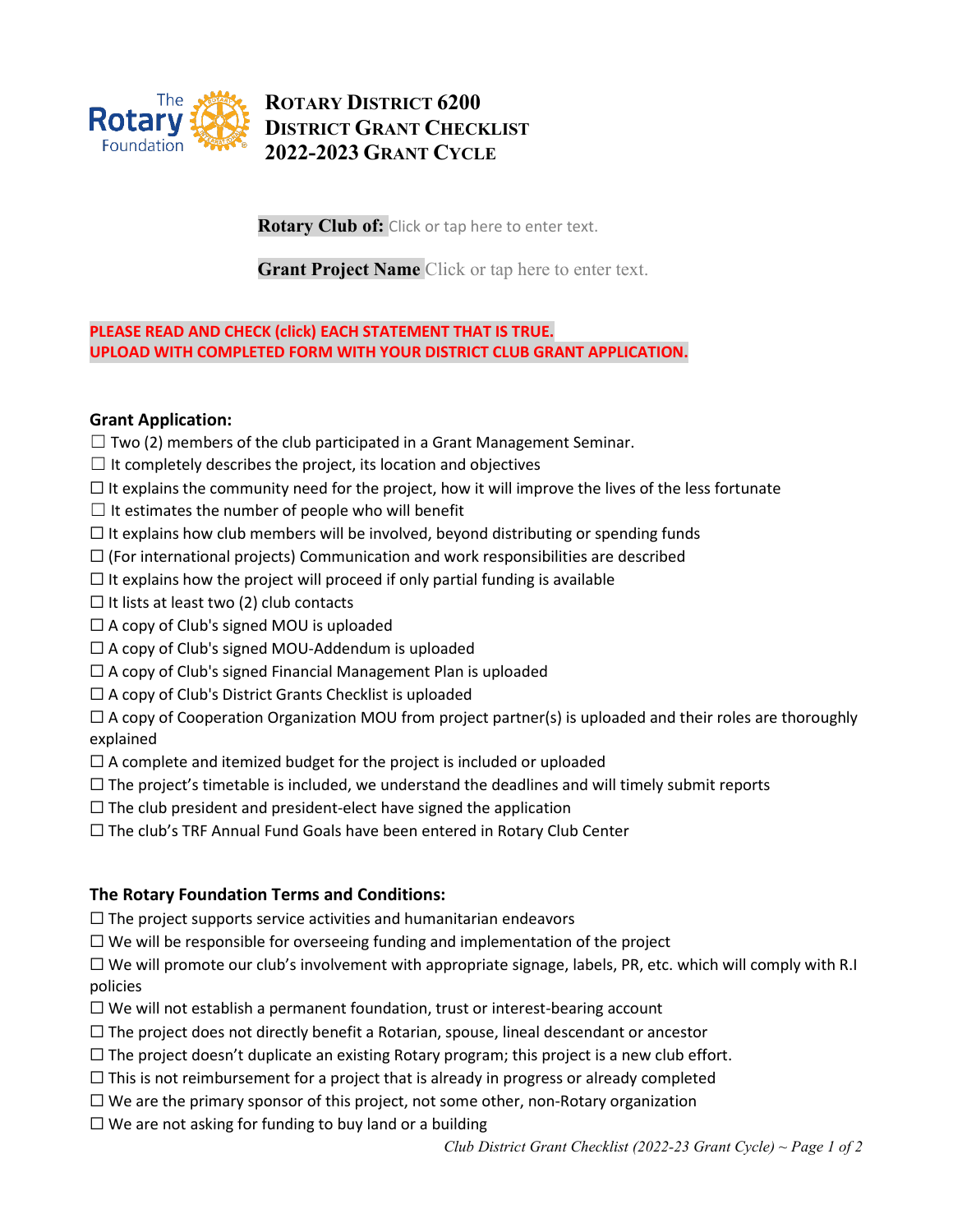# Rotary District 6200
# District Grant Checklist
# 2022-2023 Grant Cycle

**Rotary Club of:** Click or tap here to enter text.

**Grant Project Name** Click or tap here to enter text.

**PLEASE READ AND CHECK (click) EACH STATEMENT THAT IS TRUE.**
**UPLOAD WITH COMPLETED FORM WITH YOUR DISTRICT CLUB GRANT APPLICATION.**

### Grant Application:

☐ Two (2) members of the club participated in a Grant Management Seminar.
☐ It completely describes the project, its location and objectives
☐ It explains the community need for the project, how it will improve the lives of the less fortunate
☐ It estimates the number of people who will benefit
☐ It explains how club members will be involved, beyond distributing or spending funds
☐ (For international projects) Communication and work responsibilities are described
☐ It explains how the project will proceed if only partial funding is available
☐ It lists at least two (2) club contacts
☐ A copy of Club's signed MOU is uploaded
☐ A copy of Club's signed MOU-Addendum is uploaded
☐ A copy of Club's signed Financial Management Plan is uploaded
☐ A copy of Club's District Grants Checklist is uploaded
☐ A copy of Cooperation Organization MOU from project partner(s) is uploaded and their roles are thoroughly explained
☐ A complete and itemized budget for the project is included or uploaded
☐ The project's timetable is included, we understand the deadlines and will timely submit reports
☐ The club president and president-elect have signed the application
☐ The club's TRF Annual Fund Goals have been entered in Rotary Club Center

### The Rotary Foundation Terms and Conditions:

☐ The project supports service activities and humanitarian endeavors
☐ We will be responsible for overseeing funding and implementation of the project
☐ We will promote our club's involvement with appropriate signage, labels, PR, etc. which will comply with R.I policies
☐ We will not establish a permanent foundation, trust or interest-bearing account
☐ The project does not directly benefit a Rotarian, spouse, lineal descendant or ancestor
☐ The project doesn't duplicate an existing Rotary program; this project is a new club effort.
☐ This is not reimbursement for a project that is already in progress or already completed
☐ We are the primary sponsor of this project, not some other, non-Rotary organization
☐ We are not asking for funding to buy land or a building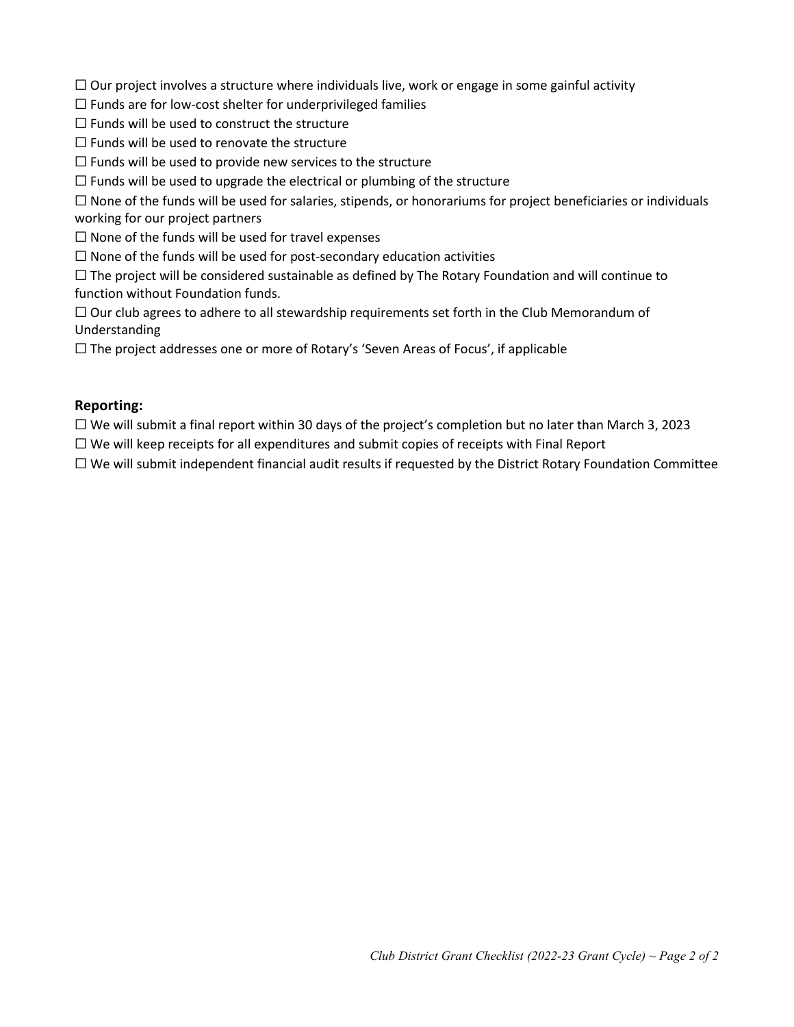☐ Our project involves a structure where individuals live, work or engage in some gainful activity

☐ Funds are for low-cost shelter for underprivileged families

☐ Funds will be used to construct the structure

☐ Funds will be used to renovate the structure

☐ Funds will be used to provide new services to the structure

☐ Funds will be used to upgrade the electrical or plumbing of the structure

☐ None of the funds will be used for salaries, stipends, or honorariums for project beneficiaries or individuals working for our project partners

☐ None of the funds will be used for travel expenses

☐ None of the funds will be used for post-secondary education activities

☐ The project will be considered sustainable as defined by The Rotary Foundation and will continue to function without Foundation funds.

☐ Our club agrees to adhere to all stewardship requirements set forth in the Club Memorandum of Understanding

☐ The project addresses one or more of Rotary's 'Seven Areas of Focus', if applicable

### Reporting:

☐ We will submit a final report within 30 days of the project's completion but no later than March 3, 2023

☐ We will keep receipts for all expenditures and submit copies of receipts with Final Report

☐ We will submit independent financial audit results if requested by the District Rotary Foundation Committee